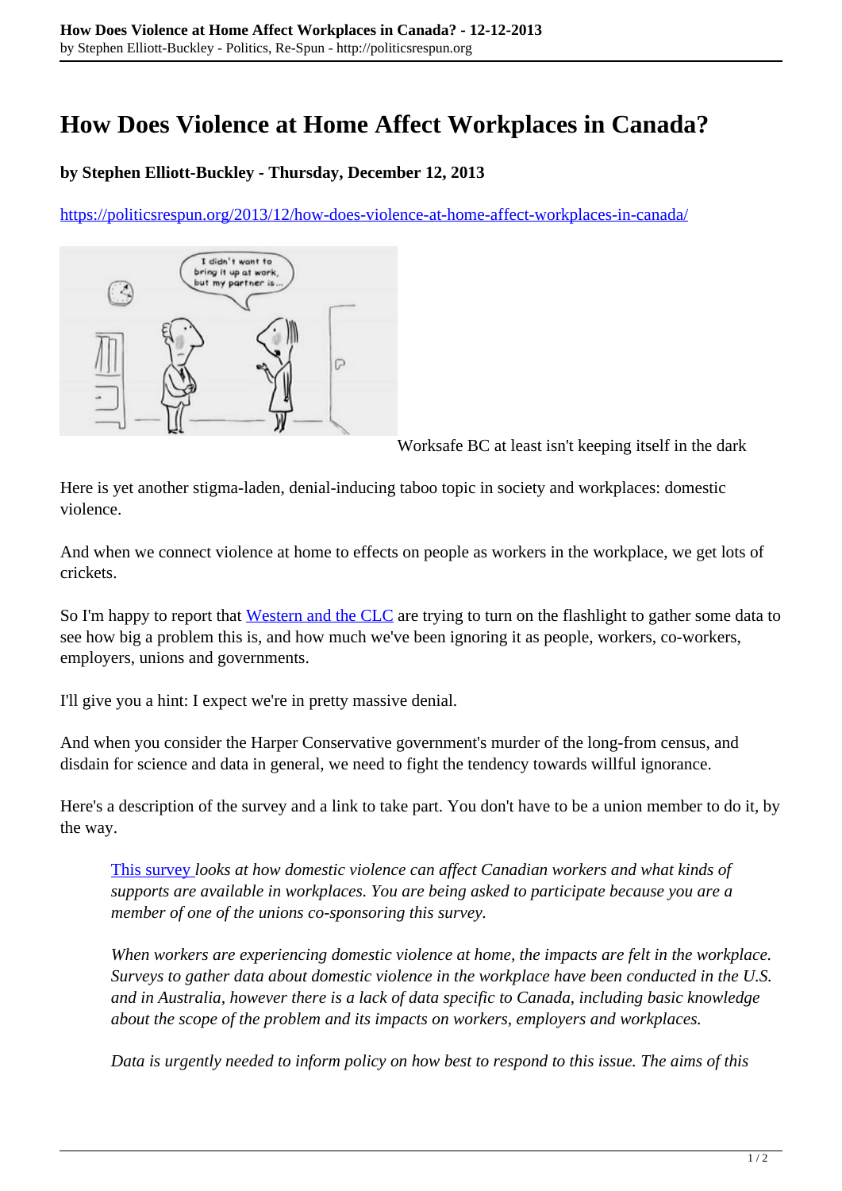# How Does Violence at Home Affect Workplaces in Canada?

**by Stephen Elliott-Buckley - Thursday, December 12, 2013**

https://politicsrespun.org/2013/12/how-does-violence-at-home-affect-workplaces-in-canada/

Worksafe BC at least isn't keeping itself in the dark

Here is yet another stigma-laden, denial-inducing taboo topic in society and workplaces: domestic violence.

And when we connect violence at home to effects on people as workers in the workplace, we get lots of crickets.

So I'm happy to report that Western and the CLC are trying to turn on the flashlight to gather some data to see how big a problem this is, and how much we've been ignoring it as people, workers, co-workers, employers, unions and governments.

I'll give you a hint: I expect we're in pretty massive denial.

And when you consider the Harper Conservative government's murder of the long-from census, and disdain for science and data in general, we need to fight the tendency towards willful ignorance.

Here's a description of the survey and a link to take part. You don't have to be a union member to do it, by the way.

> This survey *looks at how domestic violence can affect Canadian workers and what kinds of supports are available in workplaces. You are being asked to participate because you are a member of one of the unions co-sponsoring this survey.*
>
> *When workers are experiencing domestic violence at home, the impacts are felt in the workplace. Surveys to gather data about domestic violence in the workplace have been conducted in the U.S. and in Australia, however there is a lack of data specific to Canada, including basic knowledge about the scope of the problem and its impacts on workers, employers and workplaces.*
>
> *Data is urgently needed to inform policy on how best to respond to this issue. The aims of this*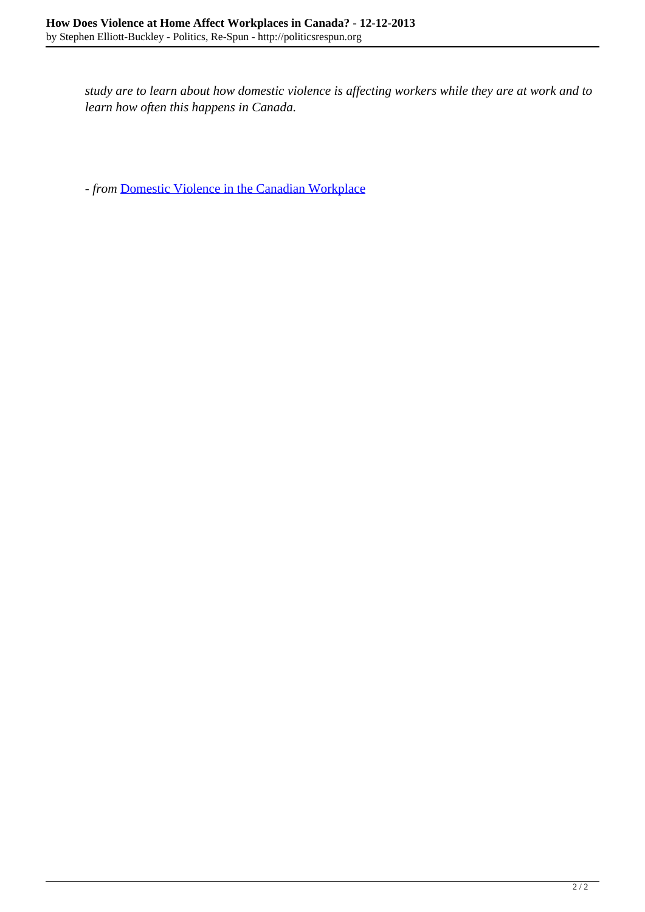*study are to learn about how domestic violence is affecting workers while they are at work and to learn how often this happens in Canada.*

- *from* Domestic Violence in the Canadian Workplace